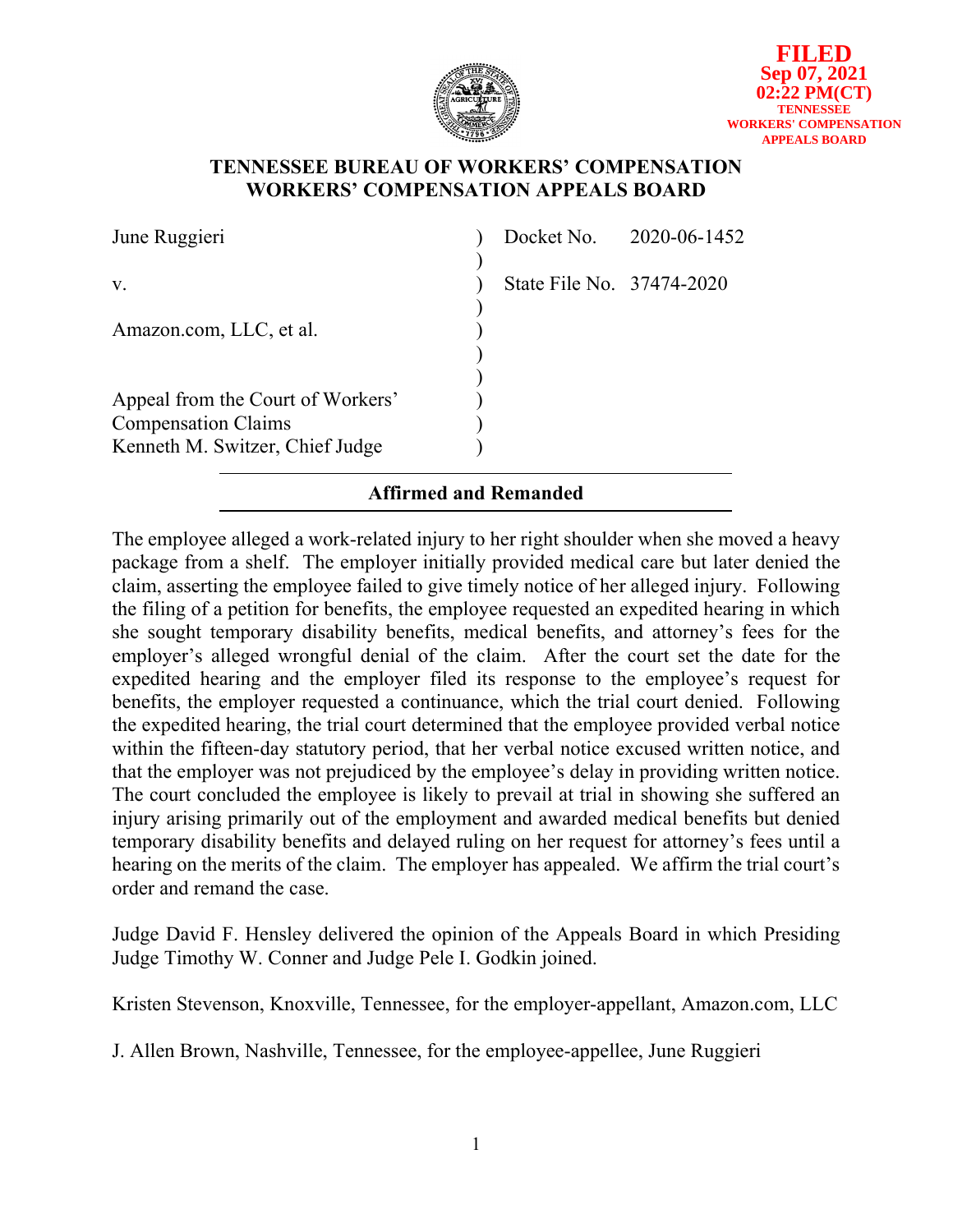**FILED**
**Sep 07, 2021**
**02:22 PM(CT)**
**TENNESSEE WORKERS' COMPENSATION APPEALS BOARD**

# TENNESSEE BUREAU OF WORKERS' COMPENSATION
# WORKERS' COMPENSATION APPEALS BOARD

| | | |
|---|---|---|
| June Ruggieri | ) | Docket No. 2020-06-1452 |
| | ) | |
| v. | ) | State File No. 37474-2020 |
| | ) | |
| Amazon.com, LLC, et al. | ) | |
| | ) | |
| | ) | |
| Appeal from the Court of Workers' Compensation Claims | ) | |
| Kenneth M. Switzer, Chief Judge | ) | |

## Affirmed and Remanded

The employee alleged a work-related injury to her right shoulder when she moved a heavy package from a shelf. The employer initially provided medical care but later denied the claim, asserting the employee failed to give timely notice of her alleged injury. Following the filing of a petition for benefits, the employee requested an expedited hearing in which she sought temporary disability benefits, medical benefits, and attorney's fees for the employer's alleged wrongful denial of the claim. After the court set the date for the expedited hearing and the employer filed its response to the employee's request for benefits, the employer requested a continuance, which the trial court denied. Following the expedited hearing, the trial court determined that the employee provided verbal notice within the fifteen-day statutory period, that her verbal notice excused written notice, and that the employer was not prejudiced by the employee's delay in providing written notice. The court concluded the employee is likely to prevail at trial in showing she suffered an injury arising primarily out of the employment and awarded medical benefits but denied temporary disability benefits and delayed ruling on her request for attorney's fees until a hearing on the merits of the claim. The employer has appealed. We affirm the trial court's order and remand the case.

Judge David F. Hensley delivered the opinion of the Appeals Board in which Presiding Judge Timothy W. Conner and Judge Pele I. Godkin joined.

Kristen Stevenson, Knoxville, Tennessee, for the employer-appellant, Amazon.com, LLC

J. Allen Brown, Nashville, Tennessee, for the employee-appellee, June Ruggieri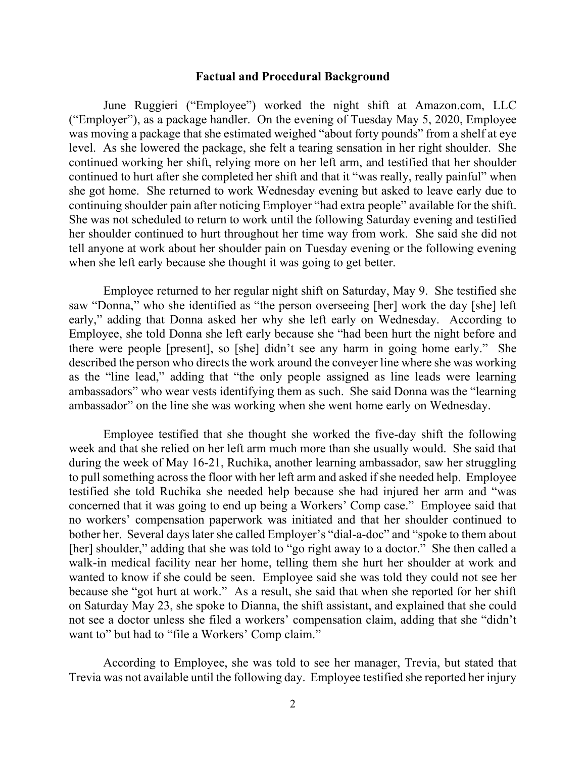## Factual and Procedural Background

June Ruggieri ("Employee") worked the night shift at Amazon.com, LLC ("Employer"), as a package handler. On the evening of Tuesday May 5, 2020, Employee was moving a package that she estimated weighed "about forty pounds" from a shelf at eye level. As she lowered the package, she felt a tearing sensation in her right shoulder. She continued working her shift, relying more on her left arm, and testified that her shoulder continued to hurt after she completed her shift and that it "was really, really painful" when she got home. She returned to work Wednesday evening but asked to leave early due to continuing shoulder pain after noticing Employer "had extra people" available for the shift. She was not scheduled to return to work until the following Saturday evening and testified her shoulder continued to hurt throughout her time way from work. She said she did not tell anyone at work about her shoulder pain on Tuesday evening or the following evening when she left early because she thought it was going to get better.

Employee returned to her regular night shift on Saturday, May 9. She testified she saw "Donna," who she identified as "the person overseeing [her] work the day [she] left early," adding that Donna asked her why she left early on Wednesday. According to Employee, she told Donna she left early because she "had been hurt the night before and there were people [present], so [she] didn't see any harm in going home early." She described the person who directs the work around the conveyer line where she was working as the "line lead," adding that "the only people assigned as line leads were learning ambassadors" who wear vests identifying them as such. She said Donna was the "learning ambassador" on the line she was working when she went home early on Wednesday.

Employee testified that she thought she worked the five-day shift the following week and that she relied on her left arm much more than she usually would. She said that during the week of May 16-21, Ruchika, another learning ambassador, saw her struggling to pull something across the floor with her left arm and asked if she needed help. Employee testified she told Ruchika she needed help because she had injured her arm and "was concerned that it was going to end up being a Workers' Comp case." Employee said that no workers' compensation paperwork was initiated and that her shoulder continued to bother her. Several days later she called Employer's "dial-a-doc" and "spoke to them about [her] shoulder," adding that she was told to "go right away to a doctor." She then called a walk-in medical facility near her home, telling them she hurt her shoulder at work and wanted to know if she could be seen. Employee said she was told they could not see her because she "got hurt at work." As a result, she said that when she reported for her shift on Saturday May 23, she spoke to Dianna, the shift assistant, and explained that she could not see a doctor unless she filed a workers' compensation claim, adding that she "didn't want to" but had to "file a Workers' Comp claim."

According to Employee, she was told to see her manager, Trevia, but stated that Trevia was not available until the following day. Employee testified she reported her injury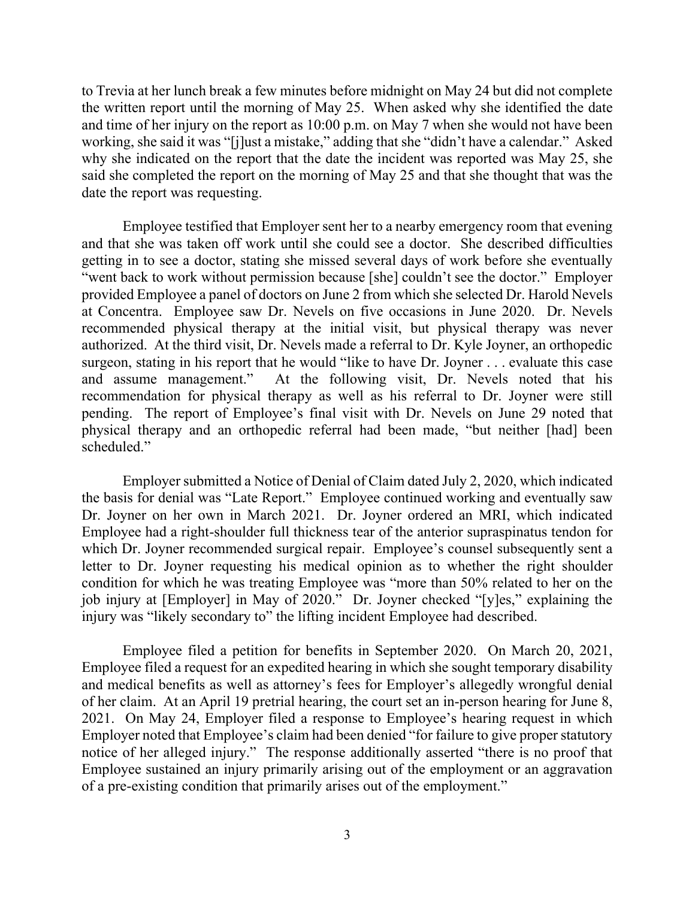to Trevia at her lunch break a few minutes before midnight on May 24 but did not complete the written report until the morning of May 25. When asked why she identified the date and time of her injury on the report as 10:00 p.m. on May 7 when she would not have been working, she said it was "[j]ust a mistake," adding that she "didn't have a calendar." Asked why she indicated on the report that the date the incident was reported was May 25, she said she completed the report on the morning of May 25 and that she thought that was the date the report was requesting.

Employee testified that Employer sent her to a nearby emergency room that evening and that she was taken off work until she could see a doctor. She described difficulties getting in to see a doctor, stating she missed several days of work before she eventually "went back to work without permission because [she] couldn't see the doctor." Employer provided Employee a panel of doctors on June 2 from which she selected Dr. Harold Nevels at Concentra. Employee saw Dr. Nevels on five occasions in June 2020. Dr. Nevels recommended physical therapy at the initial visit, but physical therapy was never authorized. At the third visit, Dr. Nevels made a referral to Dr. Kyle Joyner, an orthopedic surgeon, stating in his report that he would "like to have Dr. Joyner . . . evaluate this case and assume management." At the following visit, Dr. Nevels noted that his recommendation for physical therapy as well as his referral to Dr. Joyner were still pending. The report of Employee's final visit with Dr. Nevels on June 29 noted that physical therapy and an orthopedic referral had been made, "but neither [had] been scheduled."

Employer submitted a Notice of Denial of Claim dated July 2, 2020, which indicated the basis for denial was "Late Report." Employee continued working and eventually saw Dr. Joyner on her own in March 2021. Dr. Joyner ordered an MRI, which indicated Employee had a right-shoulder full thickness tear of the anterior supraspinatus tendon for which Dr. Joyner recommended surgical repair. Employee's counsel subsequently sent a letter to Dr. Joyner requesting his medical opinion as to whether the right shoulder condition for which he was treating Employee was "more than 50% related to her on the job injury at [Employer] in May of 2020." Dr. Joyner checked "[y]es," explaining the injury was "likely secondary to" the lifting incident Employee had described.

Employee filed a petition for benefits in September 2020. On March 20, 2021, Employee filed a request for an expedited hearing in which she sought temporary disability and medical benefits as well as attorney's fees for Employer's allegedly wrongful denial of her claim. At an April 19 pretrial hearing, the court set an in-person hearing for June 8, 2021. On May 24, Employer filed a response to Employee's hearing request in which Employer noted that Employee's claim had been denied "for failure to give proper statutory notice of her alleged injury." The response additionally asserted "there is no proof that Employee sustained an injury primarily arising out of the employment or an aggravation of a pre-existing condition that primarily arises out of the employment."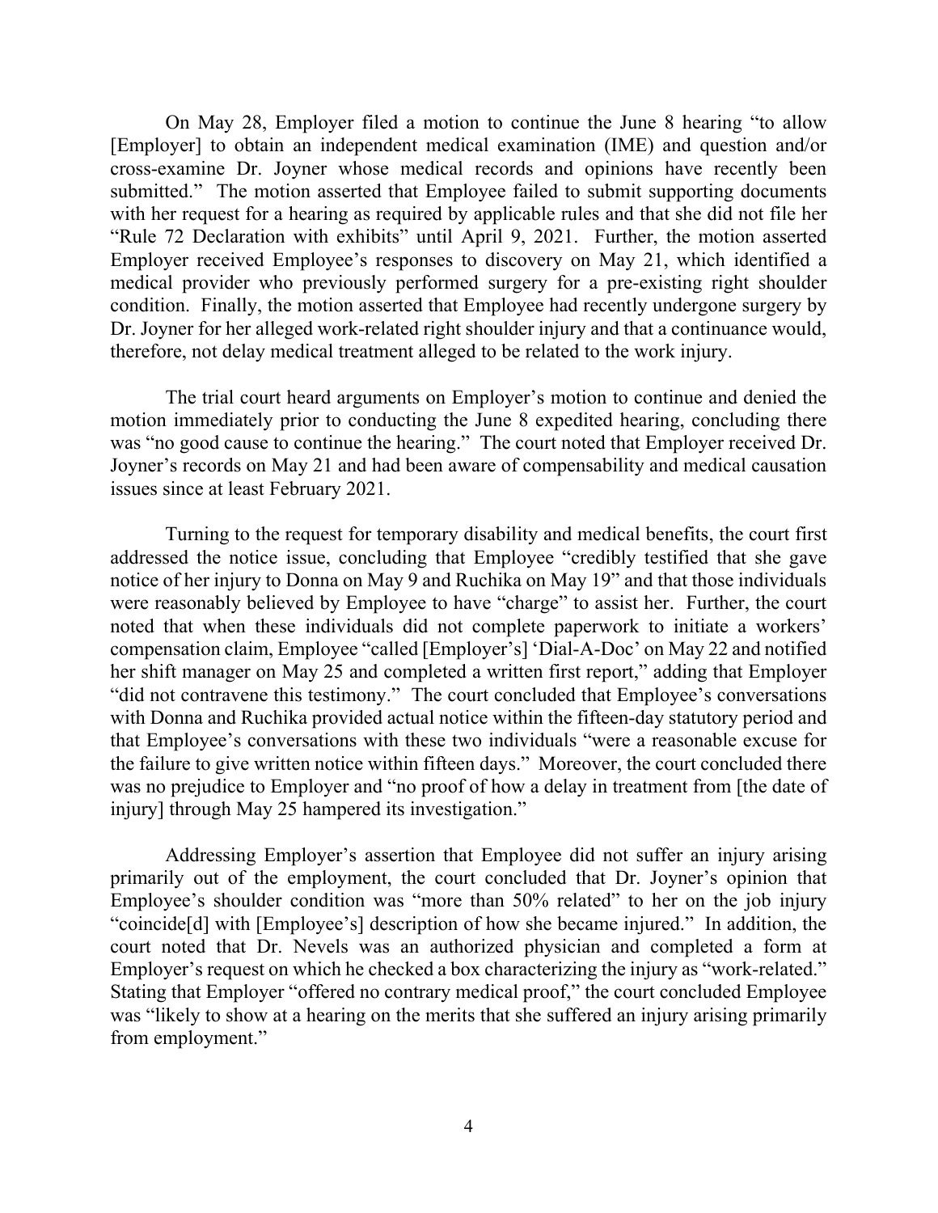On May 28, Employer filed a motion to continue the June 8 hearing "to allow [Employer] to obtain an independent medical examination (IME) and question and/or cross-examine Dr. Joyner whose medical records and opinions have recently been submitted." The motion asserted that Employee failed to submit supporting documents with her request for a hearing as required by applicable rules and that she did not file her "Rule 72 Declaration with exhibits" until April 9, 2021. Further, the motion asserted Employer received Employee's responses to discovery on May 21, which identified a medical provider who previously performed surgery for a pre-existing right shoulder condition. Finally, the motion asserted that Employee had recently undergone surgery by Dr. Joyner for her alleged work-related right shoulder injury and that a continuance would, therefore, not delay medical treatment alleged to be related to the work injury.

The trial court heard arguments on Employer's motion to continue and denied the motion immediately prior to conducting the June 8 expedited hearing, concluding there was "no good cause to continue the hearing." The court noted that Employer received Dr. Joyner's records on May 21 and had been aware of compensability and medical causation issues since at least February 2021.

Turning to the request for temporary disability and medical benefits, the court first addressed the notice issue, concluding that Employee "credibly testified that she gave notice of her injury to Donna on May 9 and Ruchika on May 19" and that those individuals were reasonably believed by Employee to have "charge" to assist her. Further, the court noted that when these individuals did not complete paperwork to initiate a workers' compensation claim, Employee "called [Employer's] 'Dial-A-Doc' on May 22 and notified her shift manager on May 25 and completed a written first report," adding that Employer "did not contravene this testimony." The court concluded that Employee's conversations with Donna and Ruchika provided actual notice within the fifteen-day statutory period and that Employee's conversations with these two individuals "were a reasonable excuse for the failure to give written notice within fifteen days." Moreover, the court concluded there was no prejudice to Employer and "no proof of how a delay in treatment from [the date of injury] through May 25 hampered its investigation."

Addressing Employer's assertion that Employee did not suffer an injury arising primarily out of the employment, the court concluded that Dr. Joyner's opinion that Employee's shoulder condition was "more than 50% related" to her on the job injury "coincide[d] with [Employee's] description of how she became injured." In addition, the court noted that Dr. Nevels was an authorized physician and completed a form at Employer's request on which he checked a box characterizing the injury as "work-related." Stating that Employer "offered no contrary medical proof," the court concluded Employee was "likely to show at a hearing on the merits that she suffered an injury arising primarily from employment."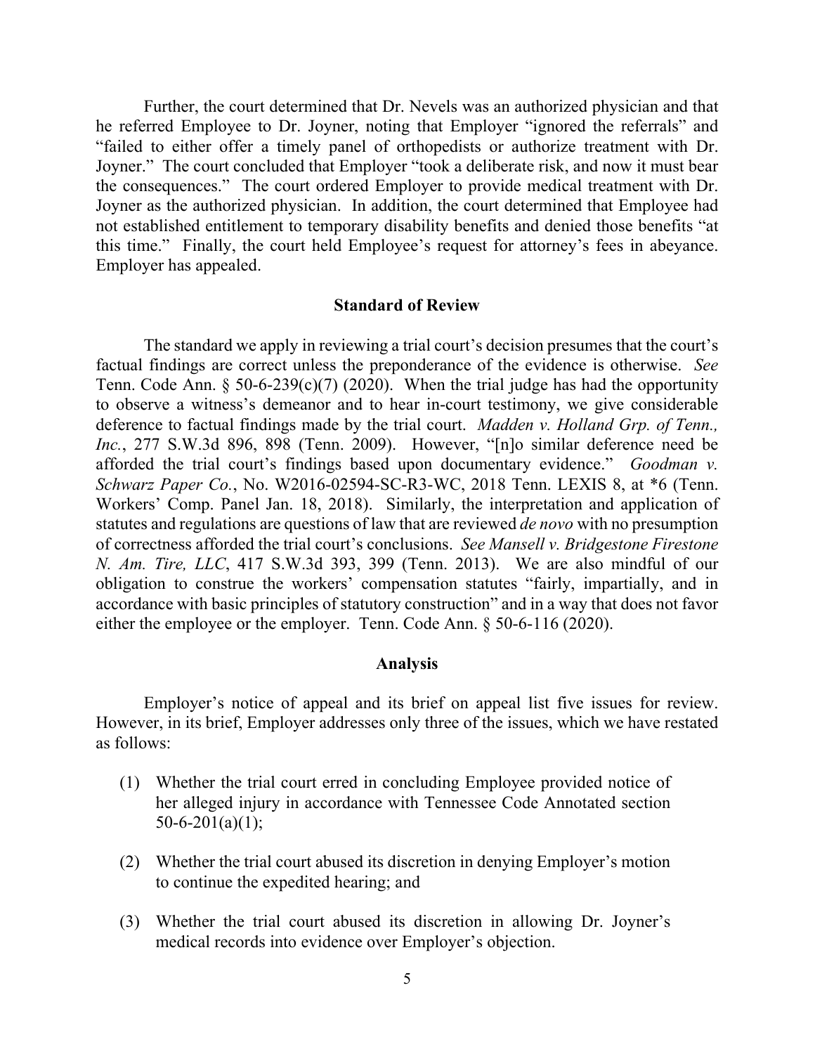Further, the court determined that Dr. Nevels was an authorized physician and that he referred Employee to Dr. Joyner, noting that Employer "ignored the referrals" and "failed to either offer a timely panel of orthopedists or authorize treatment with Dr. Joyner." The court concluded that Employer "took a deliberate risk, and now it must bear the consequences." The court ordered Employer to provide medical treatment with Dr. Joyner as the authorized physician. In addition, the court determined that Employee had not established entitlement to temporary disability benefits and denied those benefits "at this time." Finally, the court held Employee's request for attorney's fees in abeyance. Employer has appealed.

## Standard of Review

The standard we apply in reviewing a trial court's decision presumes that the court's factual findings are correct unless the preponderance of the evidence is otherwise. *See* Tenn. Code Ann. § 50-6-239(c)(7) (2020). When the trial judge has had the opportunity to observe a witness's demeanor and to hear in-court testimony, we give considerable deference to factual findings made by the trial court. *Madden v. Holland Grp. of Tenn., Inc.*, 277 S.W.3d 896, 898 (Tenn. 2009). However, "[n]o similar deference need be afforded the trial court's findings based upon documentary evidence." *Goodman v. Schwarz Paper Co.*, No. W2016-02594-SC-R3-WC, 2018 Tenn. LEXIS 8, at *6 (Tenn. Workers' Comp. Panel Jan. 18, 2018). Similarly, the interpretation and application of statutes and regulations are questions of law that are reviewed *de novo* with no presumption of correctness afforded the trial court's conclusions. *See Mansell v. Bridgestone Firestone N. Am. Tire, LLC*, 417 S.W.3d 393, 399 (Tenn. 2013). We are also mindful of our obligation to construe the workers' compensation statutes "fairly, impartially, and in accordance with basic principles of statutory construction" and in a way that does not favor either the employee or the employer. Tenn. Code Ann. § 50-6-116 (2020).

## Analysis

Employer's notice of appeal and its brief on appeal list five issues for review. However, in its brief, Employer addresses only three of the issues, which we have restated as follows:

(1) Whether the trial court erred in concluding Employee provided notice of her alleged injury in accordance with Tennessee Code Annotated section 50-6-201(a)(1);

(2) Whether the trial court abused its discretion in denying Employer's motion to continue the expedited hearing; and

(3) Whether the trial court abused its discretion in allowing Dr. Joyner's medical records into evidence over Employer's objection.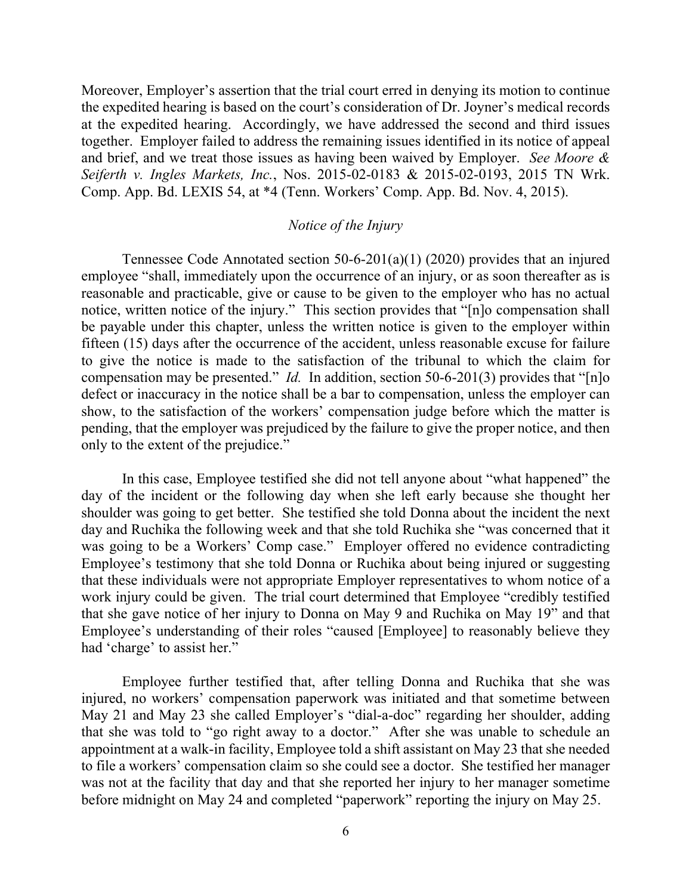Moreover, Employer's assertion that the trial court erred in denying its motion to continue the expedited hearing is based on the court's consideration of Dr. Joyner's medical records at the expedited hearing. Accordingly, we have addressed the second and third issues together. Employer failed to address the remaining issues identified in its notice of appeal and brief, and we treat those issues as having been waived by Employer. *See Moore & Seiferth v. Ingles Markets, Inc.*, Nos. 2015-02-0183 & 2015-02-0193, 2015 TN Wrk. Comp. App. Bd. LEXIS 54, at *4 (Tenn. Workers' Comp. App. Bd. Nov. 4, 2015).

### *Notice of the Injury*

Tennessee Code Annotated section 50-6-201(a)(1) (2020) provides that an injured employee "shall, immediately upon the occurrence of an injury, or as soon thereafter as is reasonable and practicable, give or cause to be given to the employer who has no actual notice, written notice of the injury." This section provides that "[n]o compensation shall be payable under this chapter, unless the written notice is given to the employer within fifteen (15) days after the occurrence of the accident, unless reasonable excuse for failure to give the notice is made to the satisfaction of the tribunal to which the claim for compensation may be presented." *Id.* In addition, section 50-6-201(3) provides that "[n]o defect or inaccuracy in the notice shall be a bar to compensation, unless the employer can show, to the satisfaction of the workers' compensation judge before which the matter is pending, that the employer was prejudiced by the failure to give the proper notice, and then only to the extent of the prejudice."

In this case, Employee testified she did not tell anyone about "what happened" the day of the incident or the following day when she left early because she thought her shoulder was going to get better. She testified she told Donna about the incident the next day and Ruchika the following week and that she told Ruchika she "was concerned that it was going to be a Workers' Comp case." Employer offered no evidence contradicting Employee's testimony that she told Donna or Ruchika about being injured or suggesting that these individuals were not appropriate Employer representatives to whom notice of a work injury could be given. The trial court determined that Employee "credibly testified that she gave notice of her injury to Donna on May 9 and Ruchika on May 19" and that Employee's understanding of their roles "caused [Employee] to reasonably believe they had 'charge' to assist her."

Employee further testified that, after telling Donna and Ruchika that she was injured, no workers' compensation paperwork was initiated and that sometime between May 21 and May 23 she called Employer's "dial-a-doc" regarding her shoulder, adding that she was told to "go right away to a doctor." After she was unable to schedule an appointment at a walk-in facility, Employee told a shift assistant on May 23 that she needed to file a workers' compensation claim so she could see a doctor. She testified her manager was not at the facility that day and that she reported her injury to her manager sometime before midnight on May 24 and completed "paperwork" reporting the injury on May 25.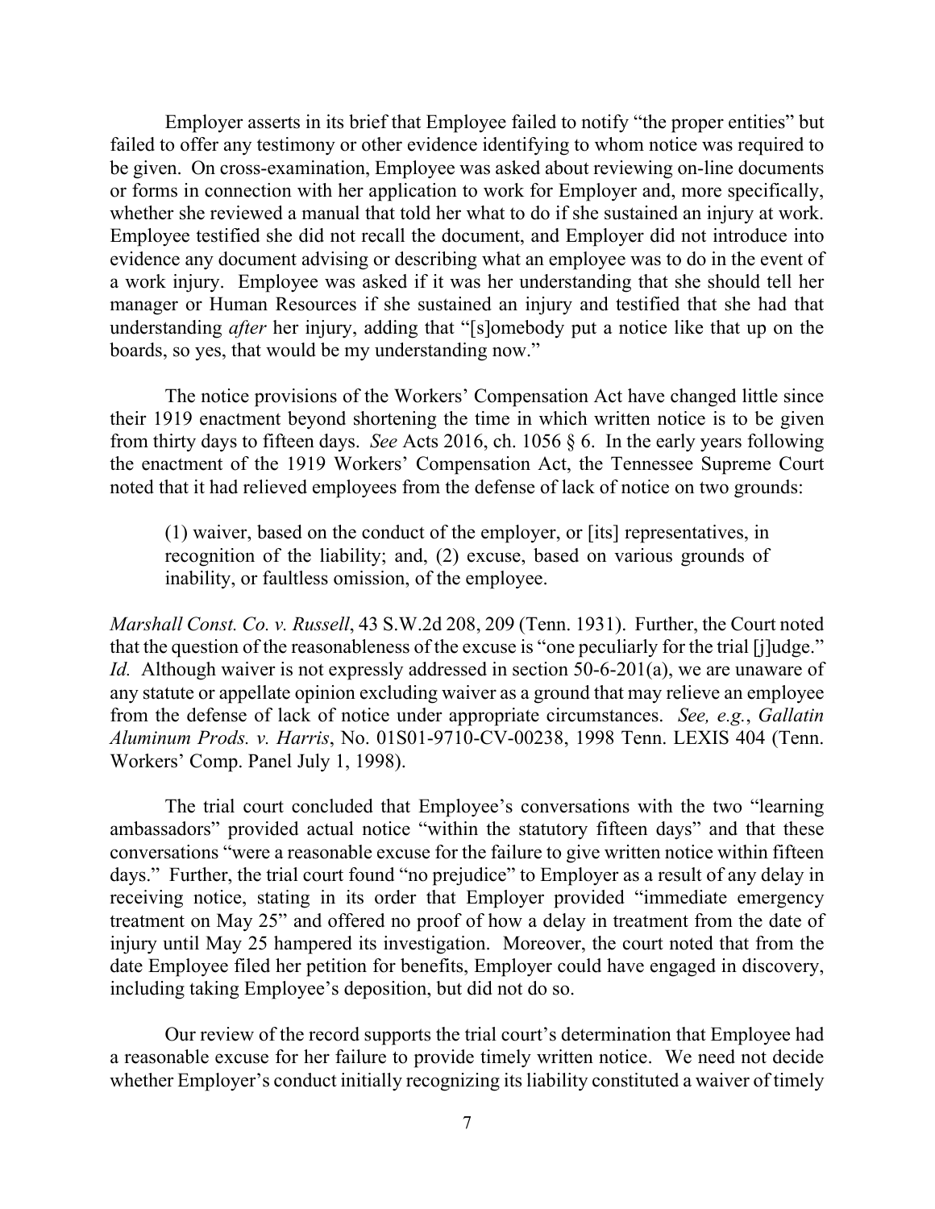Employer asserts in its brief that Employee failed to notify "the proper entities" but failed to offer any testimony or other evidence identifying to whom notice was required to be given. On cross-examination, Employee was asked about reviewing on-line documents or forms in connection with her application to work for Employer and, more specifically, whether she reviewed a manual that told her what to do if she sustained an injury at work. Employee testified she did not recall the document, and Employer did not introduce into evidence any document advising or describing what an employee was to do in the event of a work injury. Employee was asked if it was her understanding that she should tell her manager or Human Resources if she sustained an injury and testified that she had that understanding *after* her injury, adding that "[s]omebody put a notice like that up on the boards, so yes, that would be my understanding now."

The notice provisions of the Workers' Compensation Act have changed little since their 1919 enactment beyond shortening the time in which written notice is to be given from thirty days to fifteen days. *See* Acts 2016, ch. 1056 § 6. In the early years following the enactment of the 1919 Workers' Compensation Act, the Tennessee Supreme Court noted that it had relieved employees from the defense of lack of notice on two grounds:

> (1) waiver, based on the conduct of the employer, or [its] representatives, in recognition of the liability; and, (2) excuse, based on various grounds of inability, or faultless omission, of the employee.

*Marshall Const. Co. v. Russell*, 43 S.W.2d 208, 209 (Tenn. 1931). Further, the Court noted that the question of the reasonableness of the excuse is "one peculiarly for the trial [j]udge." *Id.* Although waiver is not expressly addressed in section 50-6-201(a), we are unaware of any statute or appellate opinion excluding waiver as a ground that may relieve an employee from the defense of lack of notice under appropriate circumstances. *See, e.g.*, *Gallatin Aluminum Prods. v. Harris*, No. 01S01-9710-CV-00238, 1998 Tenn. LEXIS 404 (Tenn. Workers' Comp. Panel July 1, 1998).

The trial court concluded that Employee's conversations with the two "learning ambassadors" provided actual notice "within the statutory fifteen days" and that these conversations "were a reasonable excuse for the failure to give written notice within fifteen days." Further, the trial court found "no prejudice" to Employer as a result of any delay in receiving notice, stating in its order that Employer provided "immediate emergency treatment on May 25" and offered no proof of how a delay in treatment from the date of injury until May 25 hampered its investigation. Moreover, the court noted that from the date Employee filed her petition for benefits, Employer could have engaged in discovery, including taking Employee's deposition, but did not do so.

Our review of the record supports the trial court's determination that Employee had a reasonable excuse for her failure to provide timely written notice. We need not decide whether Employer's conduct initially recognizing its liability constituted a waiver of timely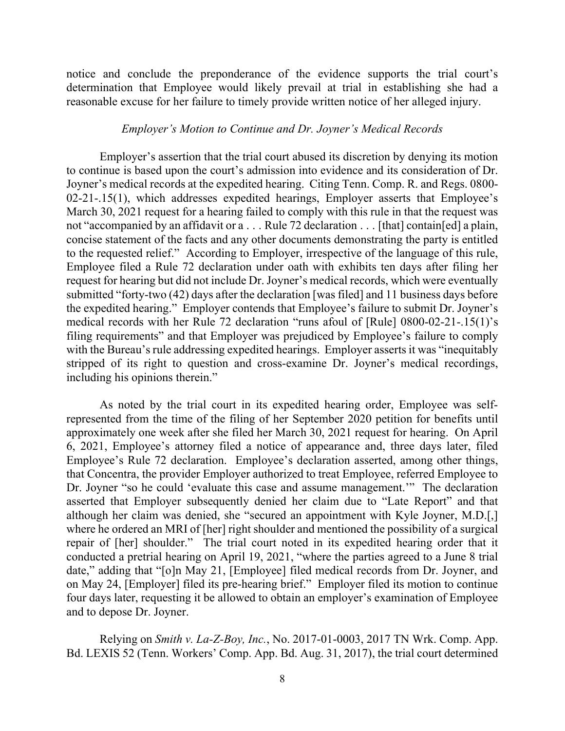notice and conclude the preponderance of the evidence supports the trial court's determination that Employee would likely prevail at trial in establishing she had a reasonable excuse for her failure to timely provide written notice of her alleged injury.

### *Employer's Motion to Continue and Dr. Joyner's Medical Records*

Employer's assertion that the trial court abused its discretion by denying its motion to continue is based upon the court's admission into evidence and its consideration of Dr. Joyner's medical records at the expedited hearing. Citing Tenn. Comp. R. and Regs. 0800-02-21-.15(1), which addresses expedited hearings, Employer asserts that Employee's March 30, 2021 request for a hearing failed to comply with this rule in that the request was not "accompanied by an affidavit or a . . . Rule 72 declaration . . . [that] contain[ed] a plain, concise statement of the facts and any other documents demonstrating the party is entitled to the requested relief." According to Employer, irrespective of the language of this rule, Employee filed a Rule 72 declaration under oath with exhibits ten days after filing her request for hearing but did not include Dr. Joyner's medical records, which were eventually submitted "forty-two (42) days after the declaration [was filed] and 11 business days before the expedited hearing." Employer contends that Employee's failure to submit Dr. Joyner's medical records with her Rule 72 declaration "runs afoul of [Rule] 0800-02-21-.15(1)'s filing requirements" and that Employer was prejudiced by Employee's failure to comply with the Bureau's rule addressing expedited hearings. Employer asserts it was "inequitably stripped of its right to question and cross-examine Dr. Joyner's medical recordings, including his opinions therein."

As noted by the trial court in its expedited hearing order, Employee was self-represented from the time of the filing of her September 2020 petition for benefits until approximately one week after she filed her March 30, 2021 request for hearing. On April 6, 2021, Employee's attorney filed a notice of appearance and, three days later, filed Employee's Rule 72 declaration. Employee's declaration asserted, among other things, that Concentra, the provider Employer authorized to treat Employee, referred Employee to Dr. Joyner "so he could 'evaluate this case and assume management.'" The declaration asserted that Employer subsequently denied her claim due to "Late Report" and that although her claim was denied, she "secured an appointment with Kyle Joyner, M.D.[,] where he ordered an MRI of [her] right shoulder and mentioned the possibility of a surgical repair of [her] shoulder." The trial court noted in its expedited hearing order that it conducted a pretrial hearing on April 19, 2021, "where the parties agreed to a June 8 trial date," adding that "[o]n May 21, [Employee] filed medical records from Dr. Joyner, and on May 24, [Employer] filed its pre-hearing brief." Employer filed its motion to continue four days later, requesting it be allowed to obtain an employer's examination of Employee and to depose Dr. Joyner.

Relying on *Smith v. La-Z-Boy, Inc.*, No. 2017-01-0003, 2017 TN Wrk. Comp. App. Bd. LEXIS 52 (Tenn. Workers' Comp. App. Bd. Aug. 31, 2017), the trial court determined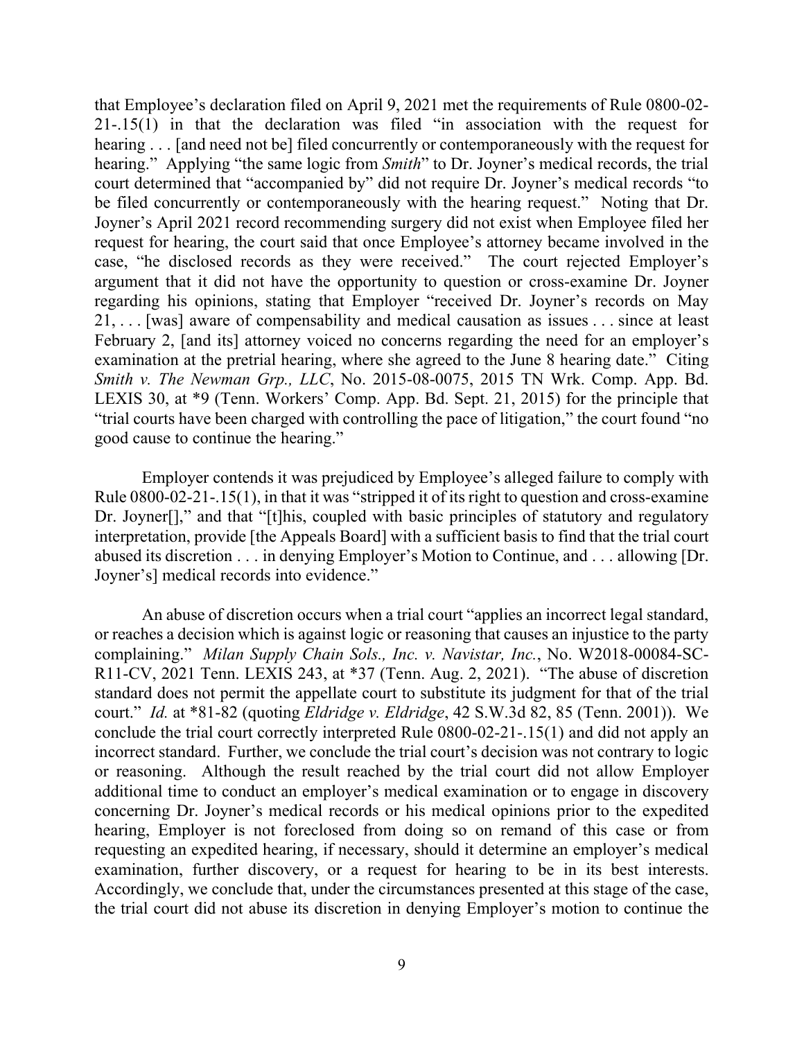that Employee's declaration filed on April 9, 2021 met the requirements of Rule 0800-02-21-.15(1) in that the declaration was filed "in association with the request for hearing . . . [and need not be] filed concurrently or contemporaneously with the request for hearing." Applying "the same logic from *Smith*" to Dr. Joyner's medical records, the trial court determined that "accompanied by" did not require Dr. Joyner's medical records "to be filed concurrently or contemporaneously with the hearing request." Noting that Dr. Joyner's April 2021 record recommending surgery did not exist when Employee filed her request for hearing, the court said that once Employee's attorney became involved in the case, "he disclosed records as they were received." The court rejected Employer's argument that it did not have the opportunity to question or cross-examine Dr. Joyner regarding his opinions, stating that Employer "received Dr. Joyner's records on May 21, . . . [was] aware of compensability and medical causation as issues . . . since at least February 2, [and its] attorney voiced no concerns regarding the need for an employer's examination at the pretrial hearing, where she agreed to the June 8 hearing date." Citing *Smith v. The Newman Grp., LLC*, No. 2015-08-0075, 2015 TN Wrk. Comp. App. Bd. LEXIS 30, at *9 (Tenn. Workers' Comp. App. Bd. Sept. 21, 2015) for the principle that "trial courts have been charged with controlling the pace of litigation," the court found "no good cause to continue the hearing."

Employer contends it was prejudiced by Employee's alleged failure to comply with Rule 0800-02-21-.15(1), in that it was "stripped it of its right to question and cross-examine Dr. Joyner[]," and that "[t]his, coupled with basic principles of statutory and regulatory interpretation, provide [the Appeals Board] with a sufficient basis to find that the trial court abused its discretion . . . in denying Employer's Motion to Continue, and . . . allowing [Dr. Joyner's] medical records into evidence."

An abuse of discretion occurs when a trial court "applies an incorrect legal standard, or reaches a decision which is against logic or reasoning that causes an injustice to the party complaining." *Milan Supply Chain Sols., Inc. v. Navistar, Inc.*, No. W2018-00084-SC-R11-CV, 2021 Tenn. LEXIS 243, at *37 (Tenn. Aug. 2, 2021). "The abuse of discretion standard does not permit the appellate court to substitute its judgment for that of the trial court." *Id.* at *81-82 (quoting *Eldridge v. Eldridge*, 42 S.W.3d 82, 85 (Tenn. 2001)). We conclude the trial court correctly interpreted Rule 0800-02-21-.15(1) and did not apply an incorrect standard. Further, we conclude the trial court's decision was not contrary to logic or reasoning. Although the result reached by the trial court did not allow Employer additional time to conduct an employer's medical examination or to engage in discovery concerning Dr. Joyner's medical records or his medical opinions prior to the expedited hearing, Employer is not foreclosed from doing so on remand of this case or from requesting an expedited hearing, if necessary, should it determine an employer's medical examination, further discovery, or a request for hearing to be in its best interests. Accordingly, we conclude that, under the circumstances presented at this stage of the case, the trial court did not abuse its discretion in denying Employer's motion to continue the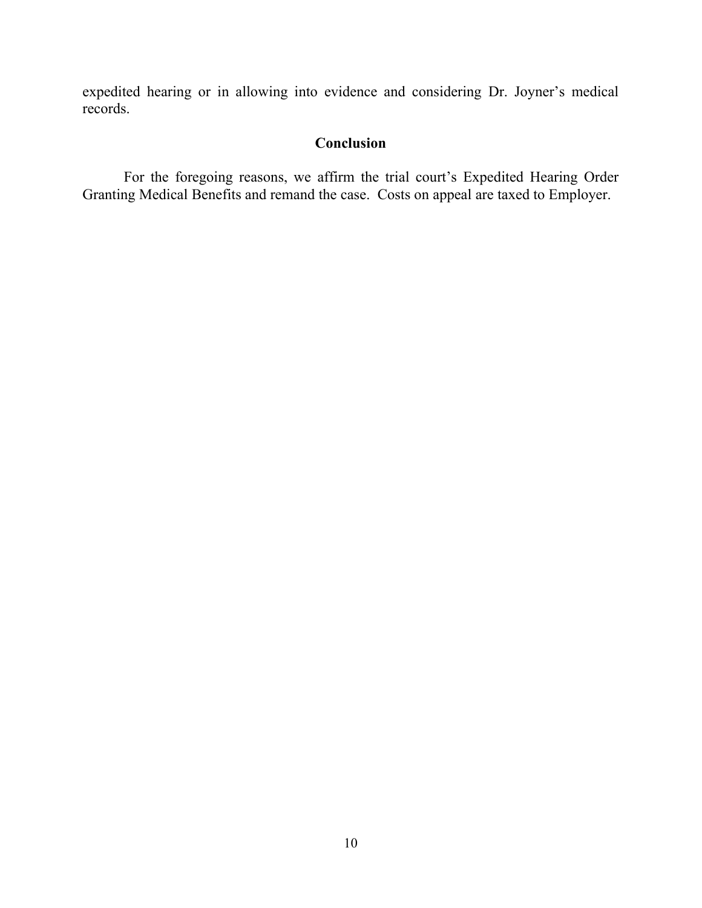expedited hearing or in allowing into evidence and considering Dr. Joyner's medical records.

## Conclusion

For the foregoing reasons, we affirm the trial court's Expedited Hearing Order Granting Medical Benefits and remand the case. Costs on appeal are taxed to Employer.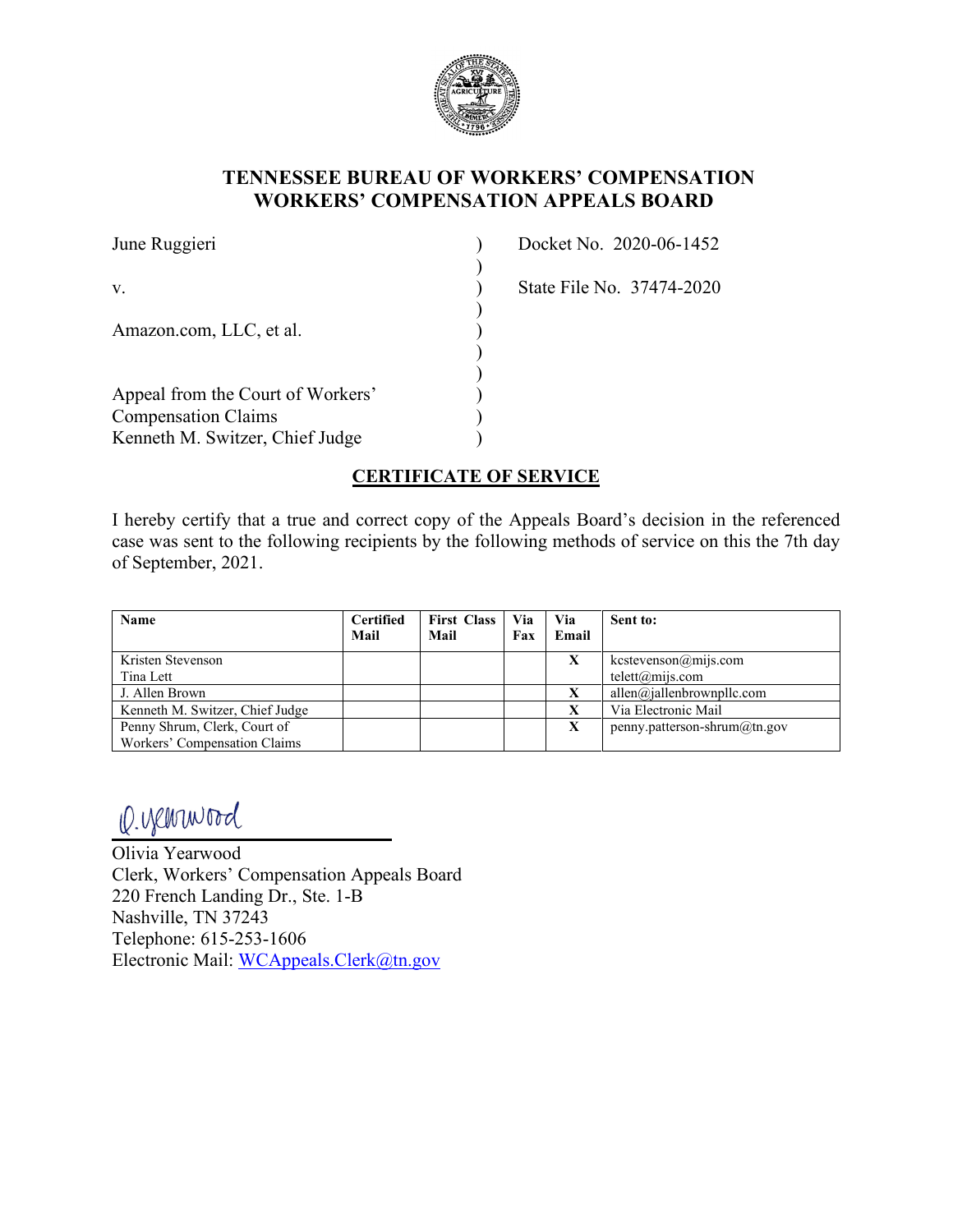**TENNESSEE BUREAU OF WORKERS' COMPENSATION**
**WORKERS' COMPENSATION APPEALS BOARD**

| | | |
|---|---|---|
| June Ruggieri | ) | Docket No. 2020-06-1452 |
| | ) | |
| v. | ) | State File No. 37474-2020 |
| | ) | |
| Amazon.com, LLC, et al. | ) | |
| | ) | |
| | ) | |
| Appeal from the Court of Workers' | ) | |
| Compensation Claims | ) | |
| Kenneth M. Switzer, Chief Judge | ) | |

## CERTIFICATE OF SERVICE

I hereby certify that a true and correct copy of the Appeals Board's decision in the referenced case was sent to the following recipients by the following methods of service on this the 7th day of September, 2021.

| Name | Certified Mail | First Class Mail | Via Fax | Via Email | Sent to: |
|---|---|---|---|---|---|
| Kristen Stevenson<br>Tina Lett | | | | X | kcstevenson@mijs.com<br>telett@mijs.com |
| J. Allen Brown | | | | X | allen@jallenbrownpllc.com |
| Kenneth M. Switzer, Chief Judge | | | | X | Via Electronic Mail |
| Penny Shrum, Clerk, Court of Workers' Compensation Claims | | | | X | penny.patterson-shrum@tn.gov |

O. Yearwood

Olivia Yearwood
Clerk, Workers' Compensation Appeals Board
220 French Landing Dr., Ste. 1-B
Nashville, TN 37243
Telephone: 615-253-1606
Electronic Mail: WCAppeals.Clerk@tn.gov